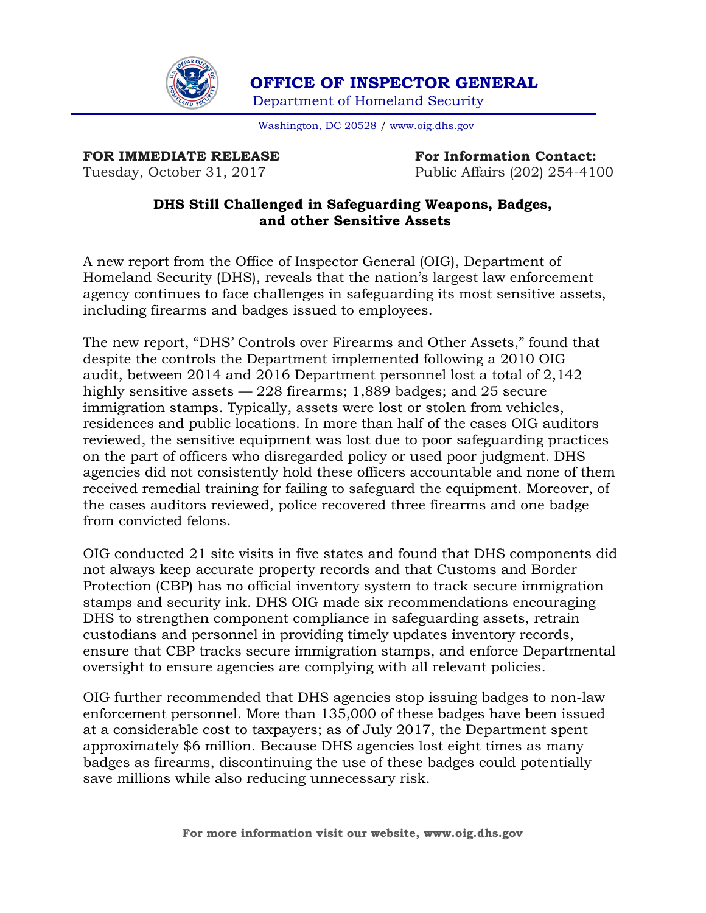# OFFICE OF INSPECTOR GENERAL

Department of Homeland Security

Washington, DC 20528 / www.oig.dhs.gov

**FOR IMMEDIATE RELEASE**
Tuesday, October 31, 2017

**For Information Contact:**
Public Affairs (202) 254-4100

## DHS Still Challenged in Safeguarding Weapons, Badges, and other Sensitive Assets

A new report from the Office of Inspector General (OIG), Department of Homeland Security (DHS), reveals that the nation's largest law enforcement agency continues to face challenges in safeguarding its most sensitive assets, including firearms and badges issued to employees.

The new report, "DHS' Controls over Firearms and Other Assets," found that despite the controls the Department implemented following a 2010 OIG audit, between 2014 and 2016 Department personnel lost a total of 2,142 highly sensitive assets — 228 firearms; 1,889 badges; and 25 secure immigration stamps. Typically, assets were lost or stolen from vehicles, residences and public locations. In more than half of the cases OIG auditors reviewed, the sensitive equipment was lost due to poor safeguarding practices on the part of officers who disregarded policy or used poor judgment. DHS agencies did not consistently hold these officers accountable and none of them received remedial training for failing to safeguard the equipment. Moreover, of the cases auditors reviewed, police recovered three firearms and one badge from convicted felons.

OIG conducted 21 site visits in five states and found that DHS components did not always keep accurate property records and that Customs and Border Protection (CBP) has no official inventory system to track secure immigration stamps and security ink. DHS OIG made six recommendations encouraging DHS to strengthen component compliance in safeguarding assets, retrain custodians and personnel in providing timely updates inventory records, ensure that CBP tracks secure immigration stamps, and enforce Departmental oversight to ensure agencies are complying with all relevant policies.

OIG further recommended that DHS agencies stop issuing badges to non-law enforcement personnel. More than 135,000 of these badges have been issued at a considerable cost to taxpayers; as of July 2017, the Department spent approximately $6 million. Because DHS agencies lost eight times as many badges as firearms, discontinuing the use of these badges could potentially save millions while also reducing unnecessary risk.

**For more information visit our website, www.oig.dhs.gov**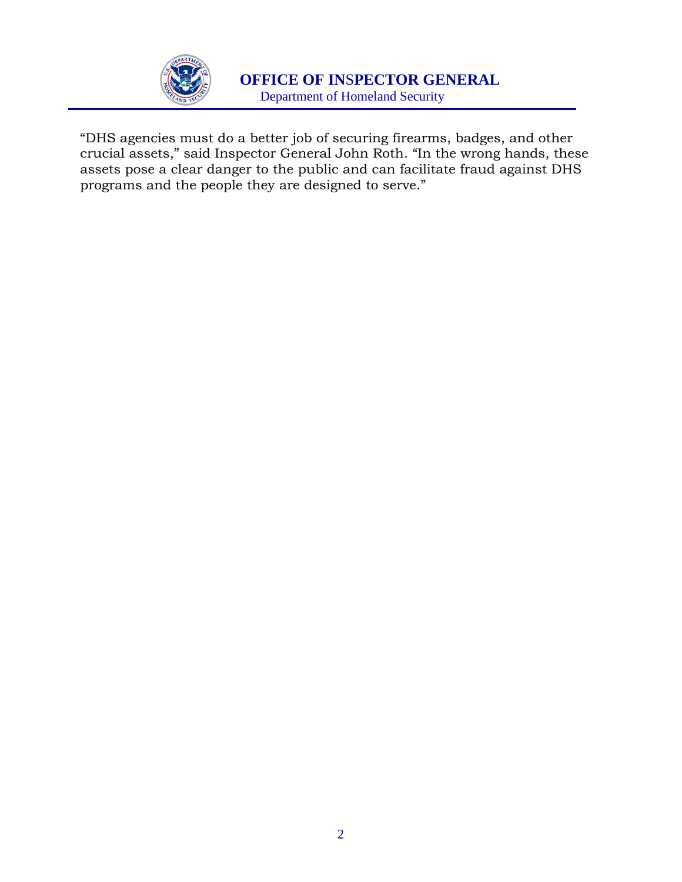"DHS agencies must do a better job of securing firearms, badges, and other crucial assets," said Inspector General John Roth. "In the wrong hands, these assets pose a clear danger to the public and can facilitate fraud against DHS programs and the people they are designed to serve."